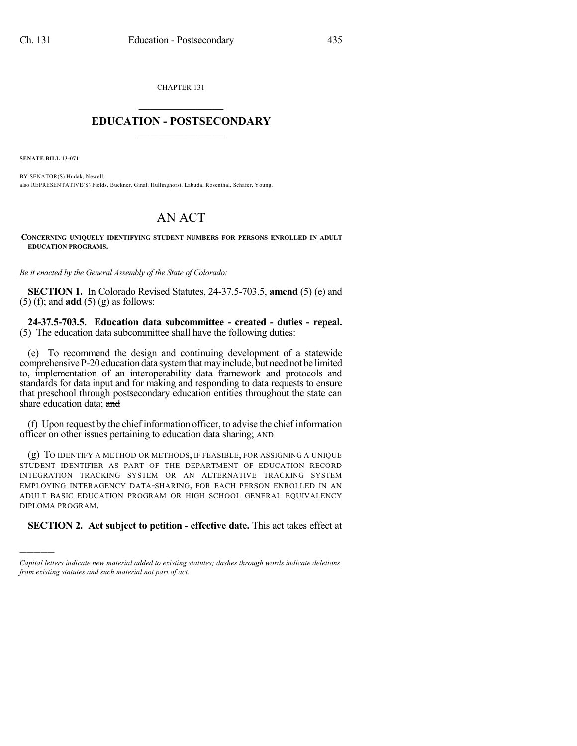CHAPTER 131

# EDUCATION - POSTSECONDARY

**SENATE BILL 13-071**

BY SENATOR(S) Hudak, Newell;
also REPRESENTATIVE(S) Fields, Buckner, Ginal, Hullinghorst, Labuda, Rosenthal, Schafer, Young.

# AN ACT

**CONCERNING UNIQUELY IDENTIFYING STUDENT NUMBERS FOR PERSONS ENROLLED IN ADULT EDUCATION PROGRAMS.**

*Be it enacted by the General Assembly of the State of Colorado:*

**SECTION 1.** In Colorado Revised Statutes, 24-37.5-703.5, **amend** (5) (e) and (5) (f); and **add** (5) (g) as follows:

**24-37.5-703.5. Education data subcommittee - created - duties - repeal.** (5) The education data subcommittee shall have the following duties:

(e) To recommend the design and continuing development of a statewide comprehensive P-20 education data system that may include, but need not be limited to, implementation of an interoperability data framework and protocols and standards for data input and for making and responding to data requests to ensure that preschool through postsecondary education entities throughout the state can share education data; ~~and~~

(f) Upon request by the chief information officer, to advise the chief information officer on other issues pertaining to education data sharing; AND

(g) TO IDENTIFY A METHOD OR METHODS, IF FEASIBLE, FOR ASSIGNING A UNIQUE STUDENT IDENTIFIER AS PART OF THE DEPARTMENT OF EDUCATION RECORD INTEGRATION TRACKING SYSTEM OR AN ALTERNATIVE TRACKING SYSTEM EMPLOYING INTERAGENCY DATA-SHARING, FOR EACH PERSON ENROLLED IN AN ADULT BASIC EDUCATION PROGRAM OR HIGH SCHOOL GENERAL EQUIVALENCY DIPLOMA PROGRAM.

**SECTION 2. Act subject to petition - effective date.** This act takes effect at

*Capital letters indicate new material added to existing statutes; dashes through words indicate deletions from existing statutes and such material not part of act.*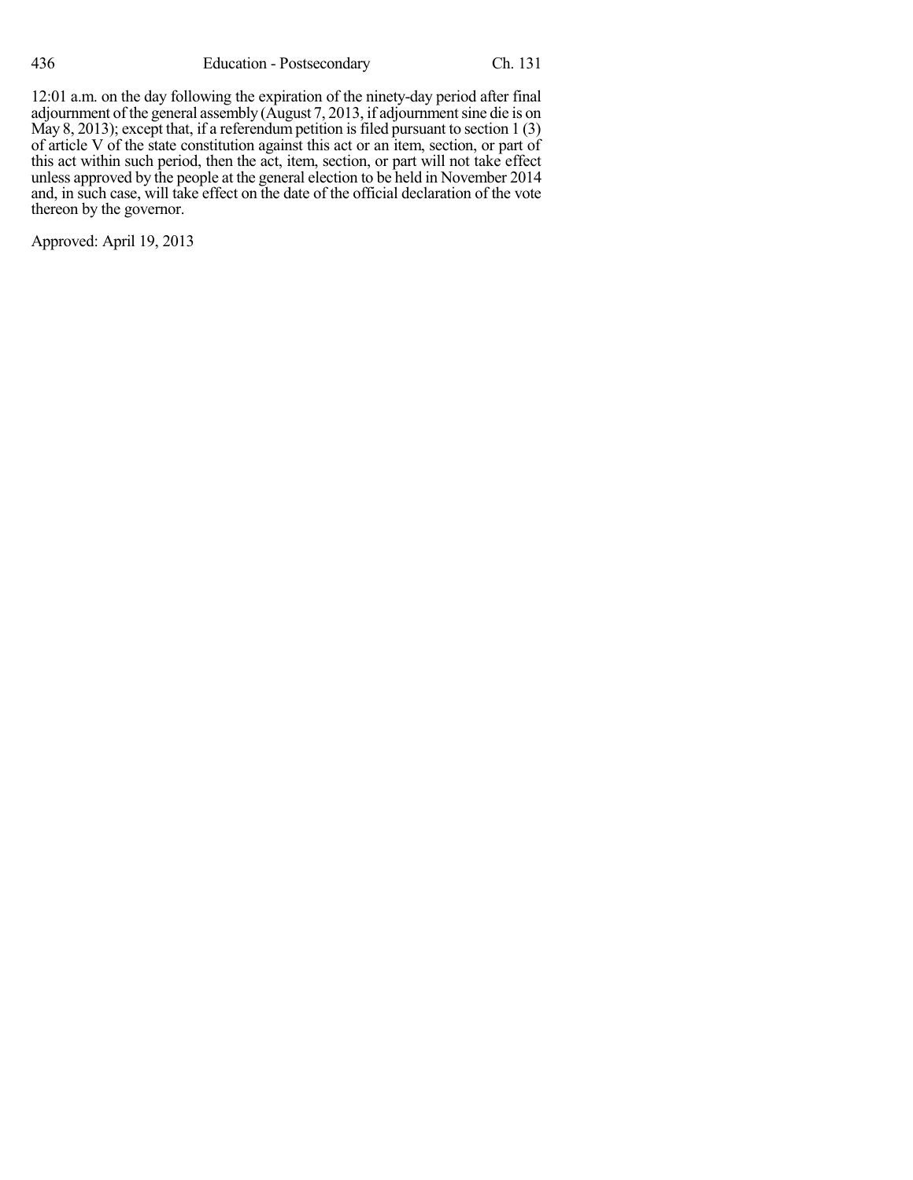12:01 a.m. on the day following the expiration of the ninety-day period after final adjournment of the general assembly (August 7, 2013, if adjournment sine die is on May 8, 2013); except that, if a referendum petition is filed pursuant to section 1 (3) of article V of the state constitution against this act or an item, section, or part of this act within such period, then the act, item, section, or part will not take effect unless approved by the people at the general election to be held in November 2014 and, in such case, will take effect on the date of the official declaration of the vote thereon by the governor.

Approved: April 19, 2013